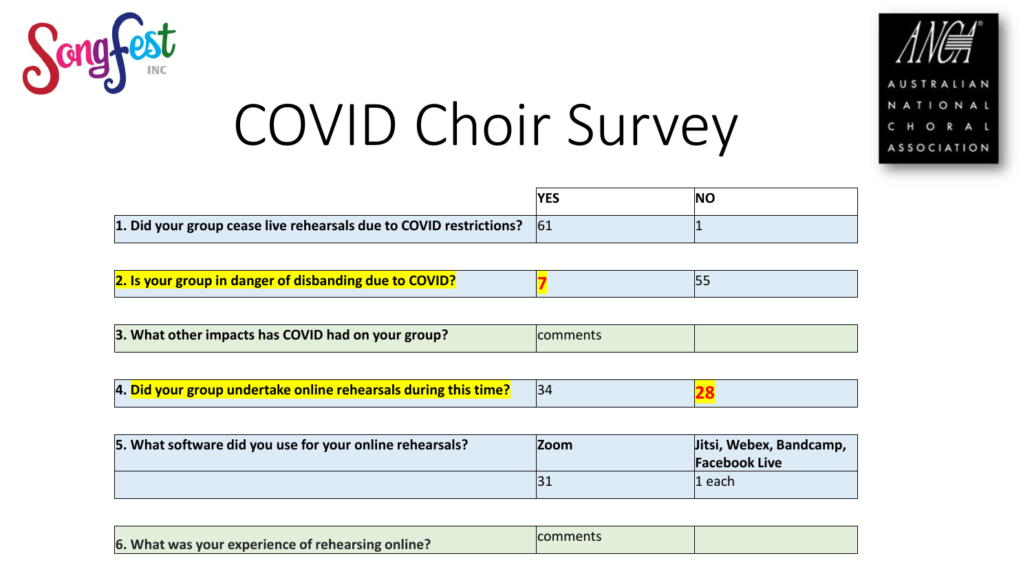# COVID Choir Survey

| | YES | NO |
|---|---|---|
| **1. Did your group cease live rehearsals due to COVID restrictions?** | 61 | 1 |
| **2. Is your group in danger of disbanding due to COVID?** | **7** | 55 |
| **3. What other impacts has COVID had on your group?** | comments | |
| **4. Did your group undertake online rehearsals during this time?** | 34 | **28** |
| **5. What software did you use for your online rehearsals?** | **Zoom** | **Jitsi, Webex, Bandcamp, Facebook Live** |
| | 31 | 1 each |
| **6. What was your experience of rehearsing online?** | comments | |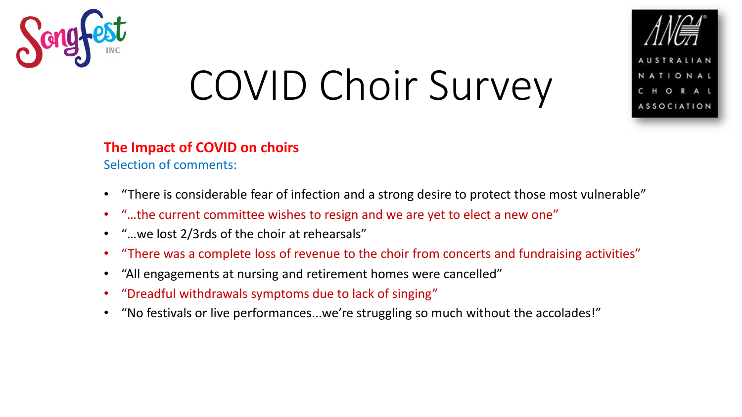# COVID Choir Survey

**The Impact of COVID on choirs**

Selection of comments:

- "There is considerable fear of infection and a strong desire to protect those most vulnerable"
- "…the current committee wishes to resign and we are yet to elect a new one"
- "…we lost 2/3rds of the choir at rehearsals"
- "There was a complete loss of revenue to the choir from concerts and fundraising activities"
- "All engagements at nursing and retirement homes were cancelled"
- "Dreadful withdrawals symptoms due to lack of singing"
- "No festivals or live performances...we're struggling so much without the accolades!"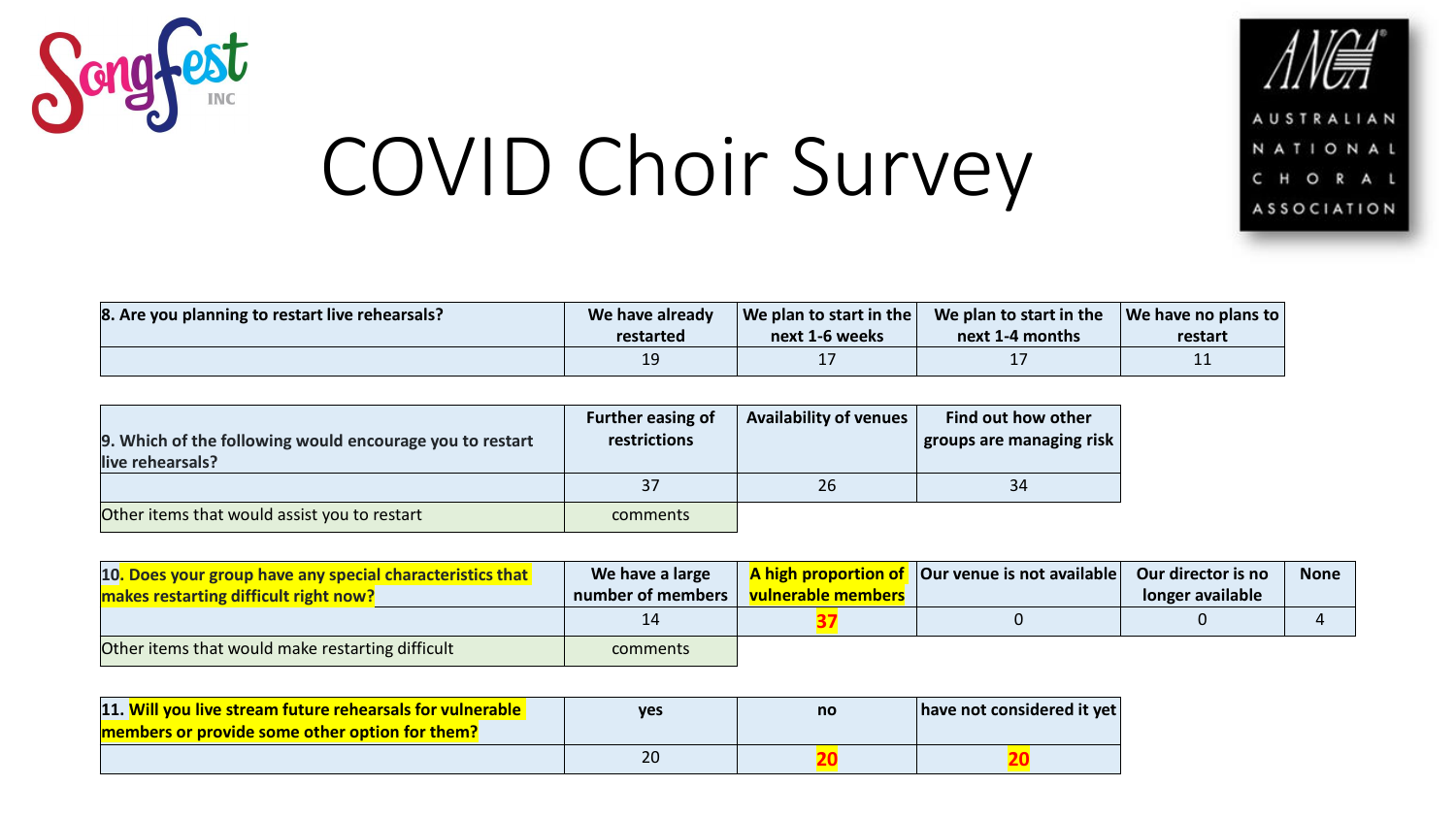# COVID Choir Survey

| 8. Are you planning to restart live rehearsals? | We have already restarted | We plan to start in the next 1-6 weeks | We plan to start in the next 1-4 months | We have no plans to restart |
|---|---|---|---|---|
| | 19 | 17 | 17 | 11 |

| 9. Which of the following would encourage you to restart live rehearsals? | Further easing of restrictions | Availability of venues | Find out how other groups are managing risk |
|---|---|---|---|
| | 37 | 26 | 34 |
| Other items that would assist you to restart | comments | | |

| 10. Does your group have any special characteristics that makes restarting difficult right now? | We have a large number of members | A high proportion of vulnerable members | Our venue is not available | Our director is no longer available | None |
|---|---|---|---|---|---|
| | 14 | **37** | 0 | 0 | 4 |
| Other items that would make restarting difficult | comments | | | | |

| 11. Will you live stream future rehearsals for vulnerable members or provide some other option for them? | yes | no | have not considered it yet |
|---|---|---|---|
| | 20 | **20** | **20** |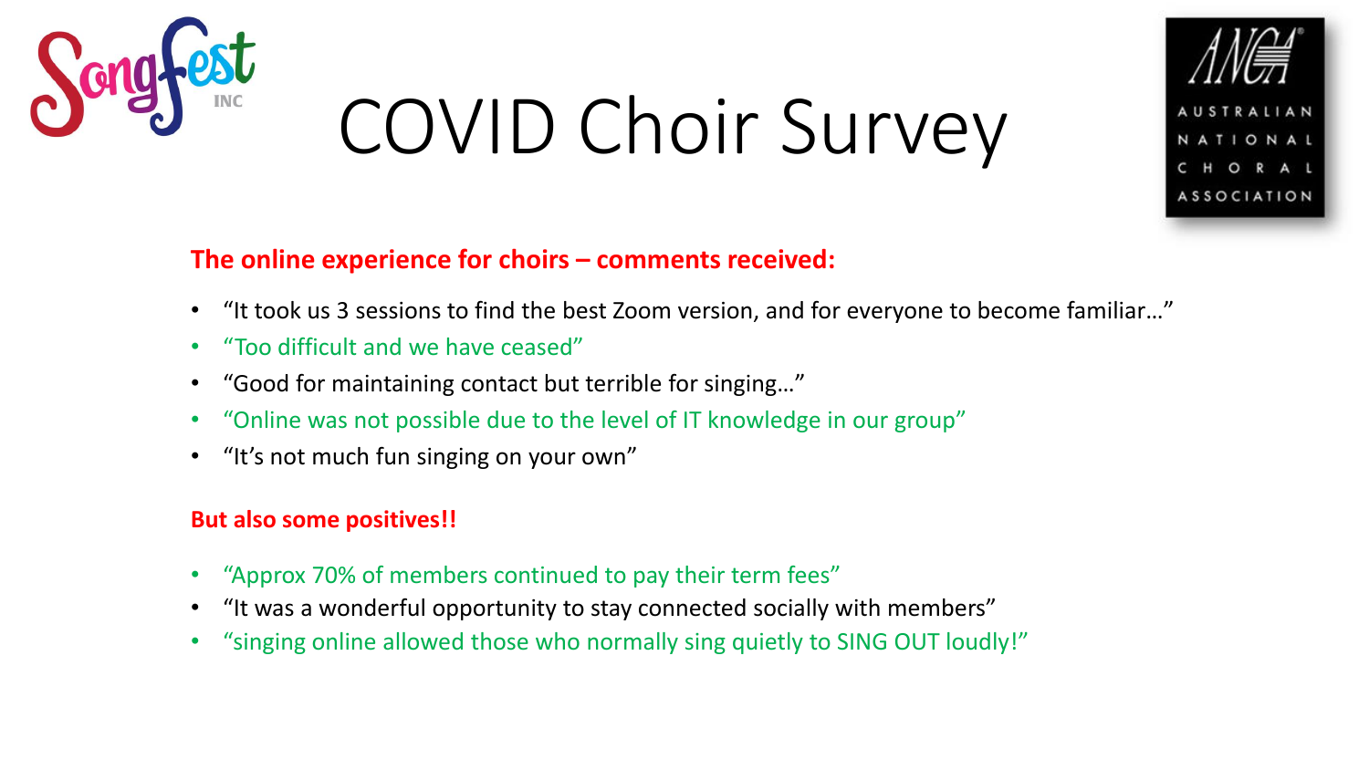# COVID Choir Survey

**The online experience for choirs – comments received:**

- "It took us 3 sessions to find the best Zoom version, and for everyone to become familiar…"
- "Too difficult and we have ceased"
- "Good for maintaining contact but terrible for singing…"
- "Online was not possible due to the level of IT knowledge in our group"
- "It's not much fun singing on your own"

**But also some positives!!**

- "Approx 70% of members continued to pay their term fees"
- "It was a wonderful opportunity to stay connected socially with members"
- "singing online allowed those who normally sing quietly to SING OUT loudly!"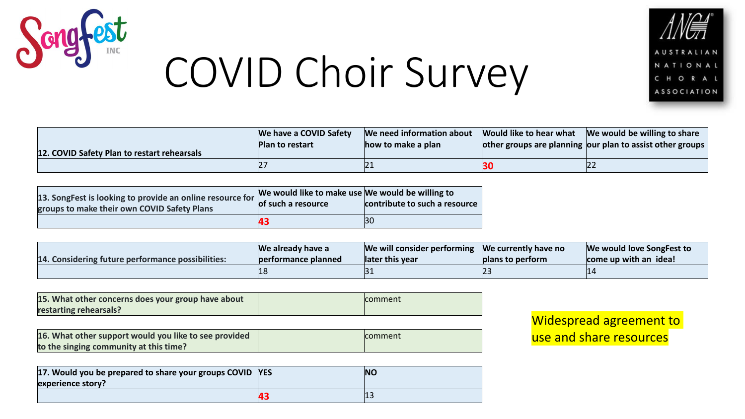# COVID Choir Survey

| 12. COVID Safety Plan to restart rehearsals | We have a COVID Safety Plan to restart | We need information about how to make a plan | Would like to hear what other groups are planning | We would be willing to share our plan to assist other groups |
|---|---|---|---|---|
| | 27 | 21 | **30** | 22 |

| 13. SongFest is looking to provide an online resource for groups to make their own COVID Safety Plans | We would like to make use of such a resource | We would be willing to contribute to such a resource |
|---|---|---|
| | **43** | 30 |

| 14. Considering future performance possibilities: | We already have a performance planned | We will consider performing later this year | We currently have no plans to perform | We would love SongFest to come up with an idea! |
|---|---|---|---|---|
| | 18 | 31 | 23 | 14 |

| 15. What other concerns does your group have about restarting rehearsals? | | comment |
|---|---|---|

| 16. What other support would you like to see provided to the singing community at this time? | | comment |
|---|---|---|

| 17. Would you be prepared to share your groups COVID experience story? | YES | NO |
|---|---|---|
| | **43** | 13 |

Widespread agreement to use and share resources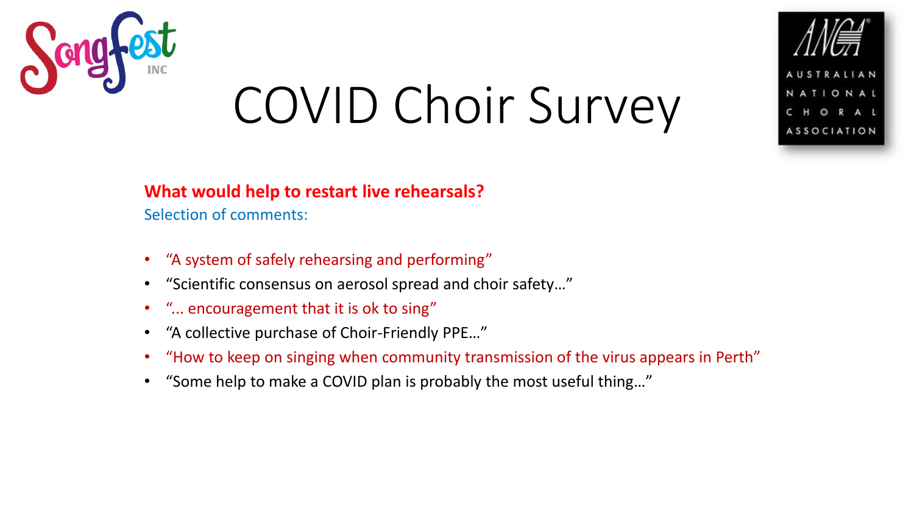# COVID Choir Survey

**What would help to restart live rehearsals?**

Selection of comments:

- "A system of safely rehearsing and performing"
- "Scientific consensus on aerosol spread and choir safety…"
- "... encouragement that it is ok to sing"
- "A collective purchase of Choir-Friendly PPE…"
- "How to keep on singing when community transmission of the virus appears in Perth"
- "Some help to make a COVID plan is probably the most useful thing…"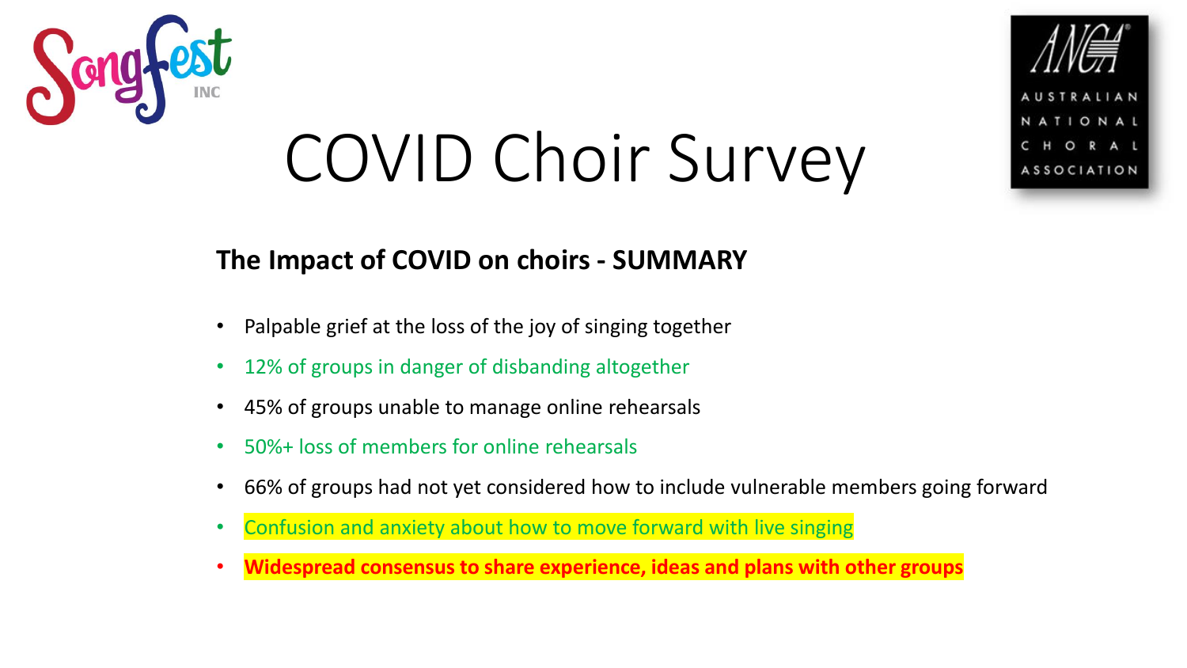# COVID Choir Survey

## The Impact of COVID on choirs - SUMMARY

- Palpable grief at the loss of the joy of singing together
- 12% of groups in danger of disbanding altogether
- 45% of groups unable to manage online rehearsals
- 50%+ loss of members for online rehearsals
- 66% of groups had not yet considered how to include vulnerable members going forward
- Confusion and anxiety about how to move forward with live singing
- **Widespread consensus to share experience, ideas and plans with other groups**